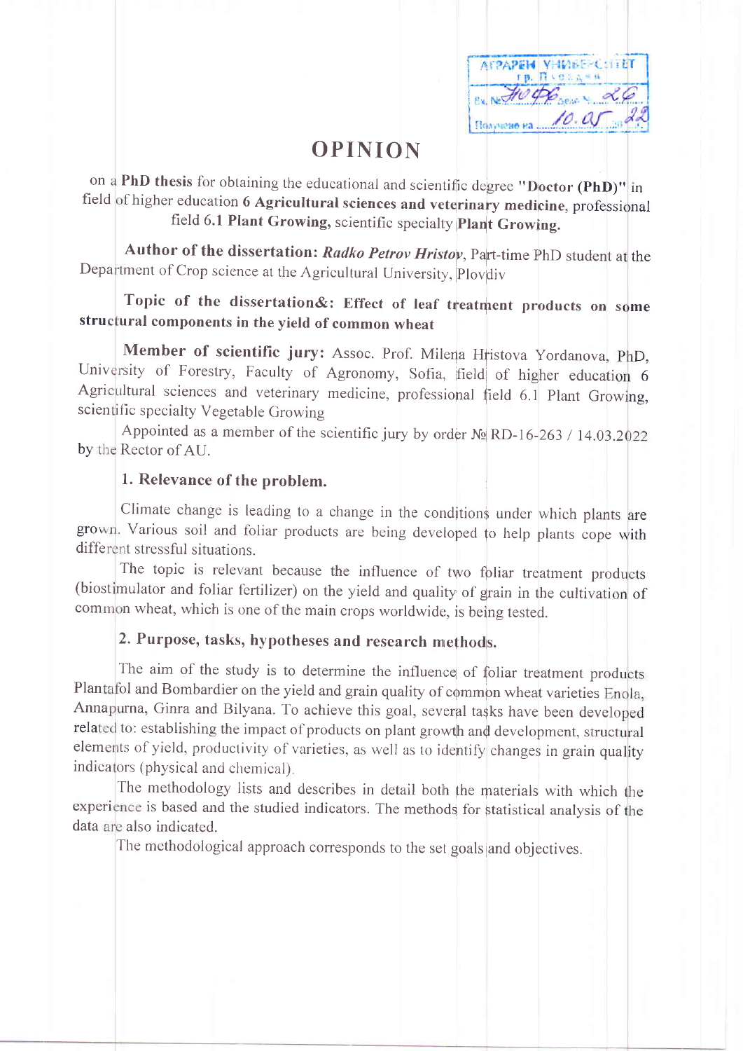# OPINION

on a **PhD thesis** for obtaining the educational and scientific degree **"Doctor (PhD)"** in field of higher education **6 Agricultural sciences and veterinary medicine**, professional field **6.1 Plant Growing,** scientific specialty **Plant Growing.**

**Author of the dissertation:** ***Radko Petrov Hristov***, Part-time PhD student at the Department of Crop science at the Agricultural University, Plovdiv

**Topic of the dissertation&: Effect of leaf treatment products on some structural components in the yield of common wheat**

**Member of scientific jury:** Assoc. Prof. Milena Hristova Yordanova, PhD, University of Forestry, Faculty of Agronomy, Sofia, field of higher education 6 Agricultural sciences and veterinary medicine, professional field 6.1 Plant Growing, scientific specialty Vegetable Growing

Appointed as a member of the scientific jury by order № RD-16-263 / 14.03.2022 by the Rector of AU.

## 1. Relevance of the problem.

Climate change is leading to a change in the conditions under which plants are grown. Various soil and foliar products are being developed to help plants cope with different stressful situations.

The topic is relevant because the influence of two foliar treatment products (biostimulator and foliar fertilizer) on the yield and quality of grain in the cultivation of common wheat, which is one of the main crops worldwide, is being tested.

## 2. Purpose, tasks, hypotheses and research methods.

The aim of the study is to determine the influence of foliar treatment products Plantafol and Bombardier on the yield and grain quality of common wheat varieties Enola, Annapurna, Ginra and Bilyana. To achieve this goal, several tasks have been developed related to: establishing the impact of products on plant growth and development, structural elements of yield, productivity of varieties, as well as to identify changes in grain quality indicators (physical and chemical).

The methodology lists and describes in detail both the materials with which the experience is based and the studied indicators. The methods for statistical analysis of the data are also indicated.

The methodological approach corresponds to the set goals and objectives.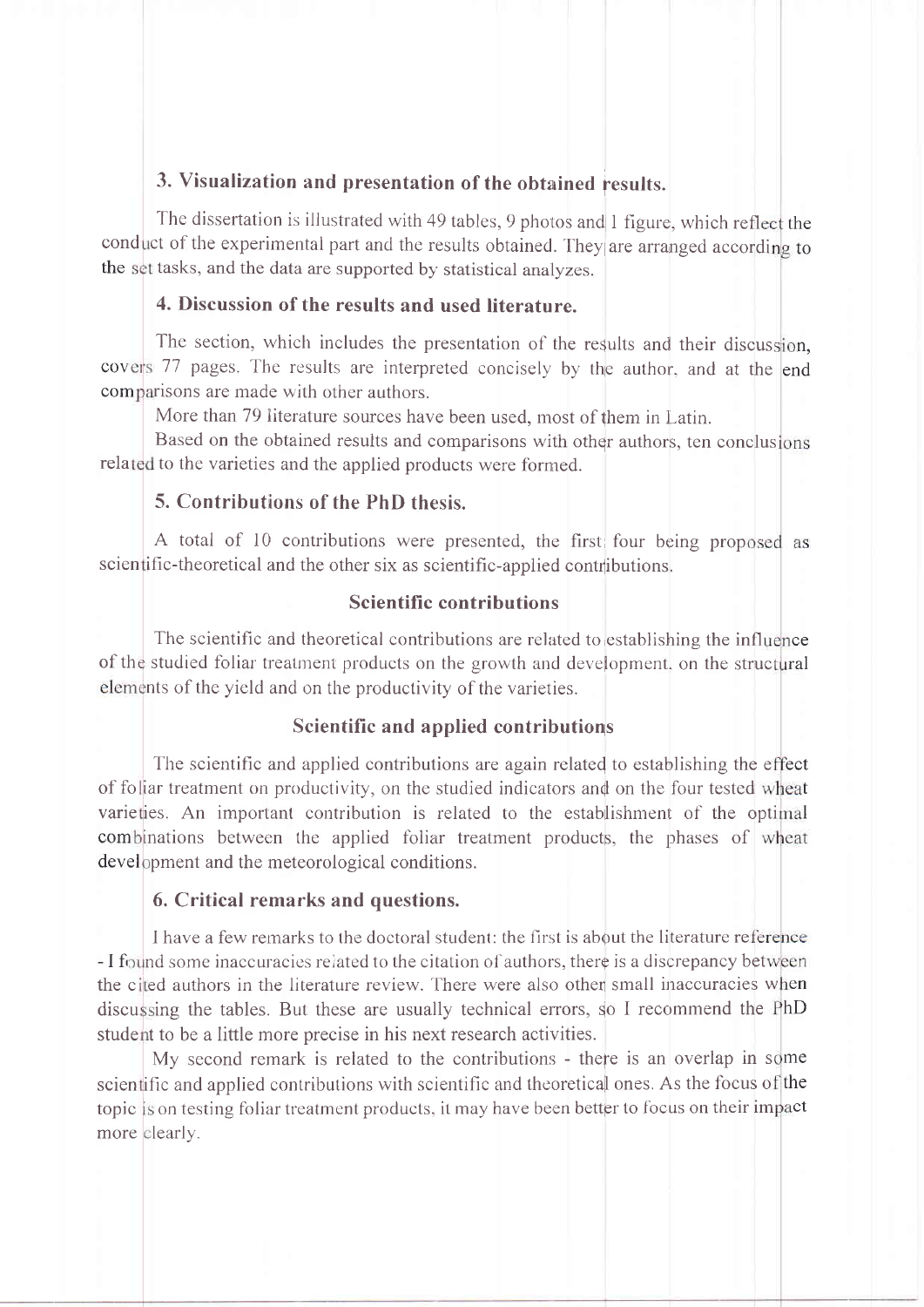## 3. Visualization and presentation of the obtained results.

The dissertation is illustrated with 49 tables, 9 photos and 1 figure, which reflect the conduct of the experimental part and the results obtained. They are arranged according to the set tasks, and the data are supported by statistical analyzes.

## 4. Discussion of the results and used literature.

The section, which includes the presentation of the results and their discussion, covers 77 pages. The results are interpreted concisely by the author, and at the end comparisons are made with other authors.

More than 79 literature sources have been used, most of them in Latin.

Based on the obtained results and comparisons with other authors, ten conclusions related to the varieties and the applied products were formed.

## 5. Contributions of the PhD thesis.

A total of 10 contributions were presented, the first four being proposed as scientific-theoretical and the other six as scientific-applied contributions.

### Scientific contributions

The scientific and theoretical contributions are related to establishing the influence of the studied foliar treatment products on the growth and development, on the structural elements of the yield and on the productivity of the varieties.

### Scientific and applied contributions

The scientific and applied contributions are again related to establishing the effect of foliar treatment on productivity, on the studied indicators and on the four tested wheat varieties. An important contribution is related to the establishment of the optimal combinations between the applied foliar treatment products, the phases of wheat development and the meteorological conditions.

## 6. Critical remarks and questions.

I have a few remarks to the doctoral student: the first is about the literature reference - I found some inaccuracies related to the citation of authors, there is a discrepancy between the cited authors in the literature review. There were also other small inaccuracies when discussing the tables. But these are usually technical errors, so I recommend the PhD student to be a little more precise in his next research activities.

My second remark is related to the contributions - there is an overlap in some scientific and applied contributions with scientific and theoretical ones. As the focus of the topic is on testing foliar treatment products, it may have been better to focus on their impact more clearly.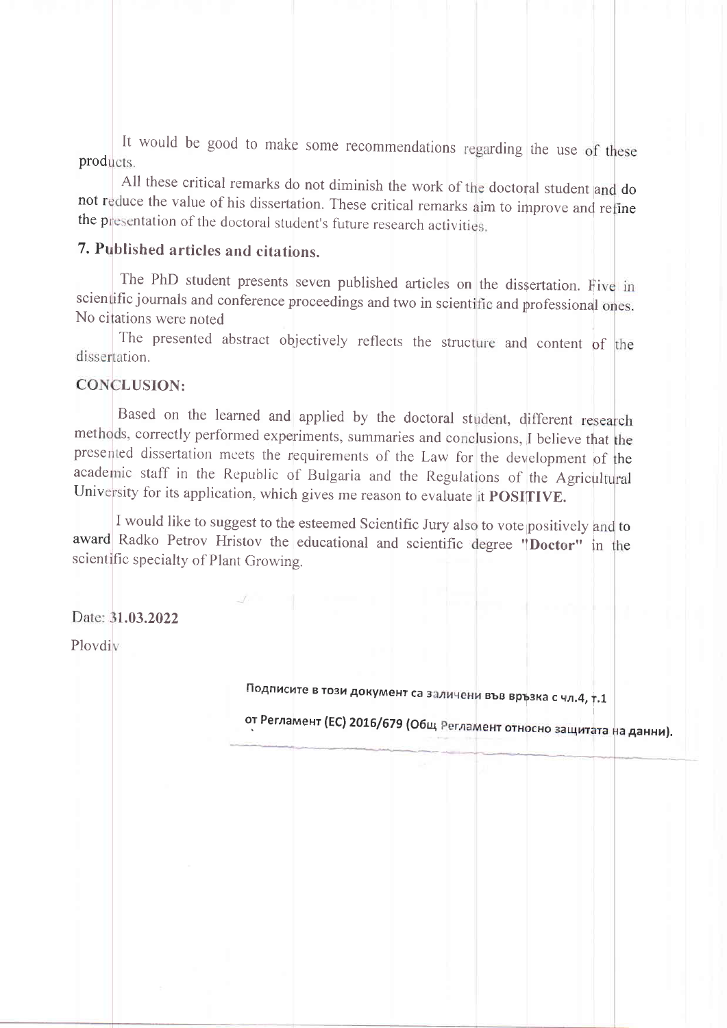It would be good to make some recommendations regarding the use of these products.

All these critical remarks do not diminish the work of the doctoral student and do not reduce the value of his dissertation. These critical remarks aim to improve and refine the presentation of the doctoral student's future research activities.

## 7. Published articles and citations.

The PhD student presents seven published articles on the dissertation. Five in scientific journals and conference proceedings and two in scientific and professional ones. No citations were noted

The presented abstract objectively reflects the structure and content of the dissertation.

## CONCLUSION:

Based on the learned and applied by the doctoral student, different research methods, correctly performed experiments, summaries and conclusions, I believe that the presented dissertation meets the requirements of the Law for the development of the academic staff in the Republic of Bulgaria and the Regulations of the Agricultural University for its application, which gives me reason to evaluate it **POSITIVE.**

I would like to suggest to the esteemed Scientific Jury also to vote positively and to award Radko Petrov Hristov the educational and scientific degree **"Doctor"** in the scientific specialty of Plant Growing.

Date: 31.03.2022

Plovdiv

**Подписите в този документ са заличени във връзка с чл.4, т.1 от Регламент (ЕС) 2016/679 (Общ Регламент относно защитата на данни).**